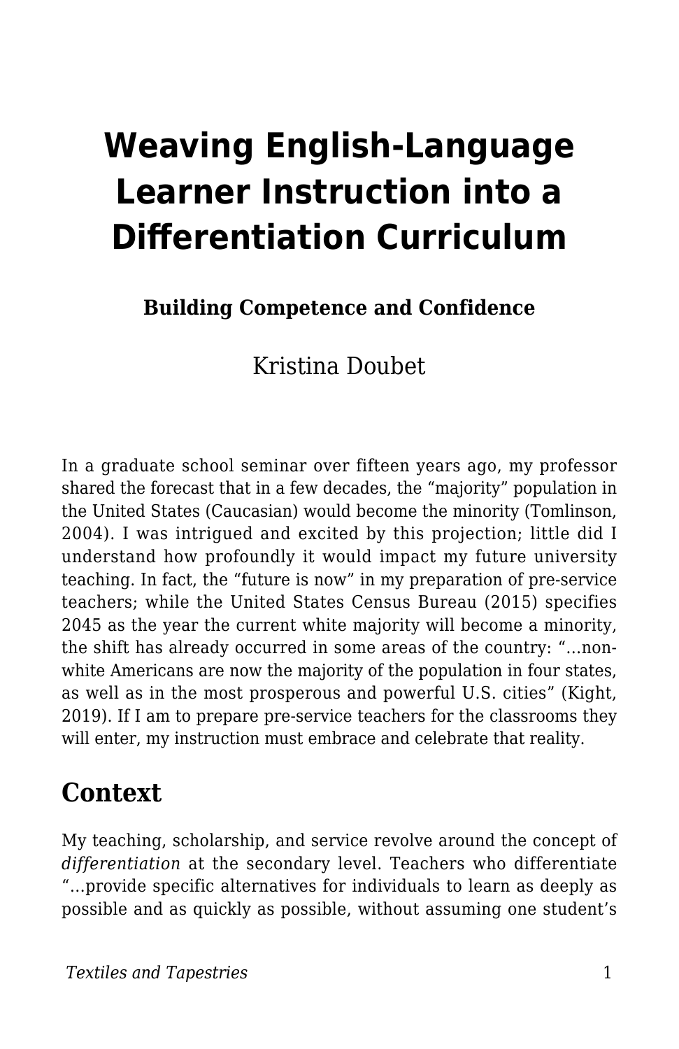# Weaving English-Language Learner Instruction into a Differentiation Curriculum

**Building Competence and Confidence**

Kristina Doubet

In a graduate school seminar over fifteen years ago, my professor shared the forecast that in a few decades, the "majority" population in the United States (Caucasian) would become the minority (Tomlinson, 2004). I was intrigued and excited by this projection; little did I understand how profoundly it would impact my future university teaching. In fact, the "future is now" in my preparation of pre-service teachers; while the United States Census Bureau (2015) specifies 2045 as the year the current white majority will become a minority, the shift has already occurred in some areas of the country: "…non-white Americans are now the majority of the population in four states, as well as in the most prosperous and powerful U.S. cities" (Kight, 2019). If I am to prepare pre-service teachers for the classrooms they will enter, my instruction must embrace and celebrate that reality.

## Context

My teaching, scholarship, and service revolve around the concept of *differentiation* at the secondary level. Teachers who differentiate "…provide specific alternatives for individuals to learn as deeply as possible and as quickly as possible, without assuming one student's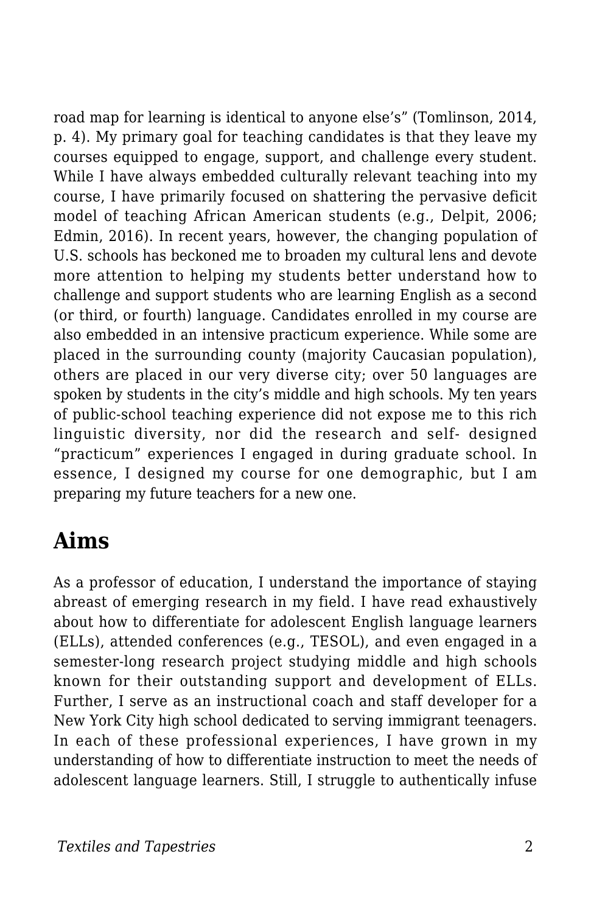road map for learning is identical to anyone else's" (Tomlinson, 2014, p. 4). My primary goal for teaching candidates is that they leave my courses equipped to engage, support, and challenge every student. While I have always embedded culturally relevant teaching into my course, I have primarily focused on shattering the pervasive deficit model of teaching African American students (e.g., Delpit, 2006; Edmin, 2016). In recent years, however, the changing population of U.S. schools has beckoned me to broaden my cultural lens and devote more attention to helping my students better understand how to challenge and support students who are learning English as a second (or third, or fourth) language. Candidates enrolled in my course are also embedded in an intensive practicum experience. While some are placed in the surrounding county (majority Caucasian population), others are placed in our very diverse city; over 50 languages are spoken by students in the city's middle and high schools. My ten years of public-school teaching experience did not expose me to this rich linguistic diversity, nor did the research and self- designed "practicum" experiences I engaged in during graduate school. In essence, I designed my course for one demographic, but I am preparing my future teachers for a new one.

## Aims

As a professor of education, I understand the importance of staying abreast of emerging research in my field. I have read exhaustively about how to differentiate for adolescent English language learners (ELLs), attended conferences (e.g., TESOL), and even engaged in a semester-long research project studying middle and high schools known for their outstanding support and development of ELLs. Further, I serve as an instructional coach and staff developer for a New York City high school dedicated to serving immigrant teenagers. In each of these professional experiences, I have grown in my understanding of how to differentiate instruction to meet the needs of adolescent language learners. Still, I struggle to authentically infuse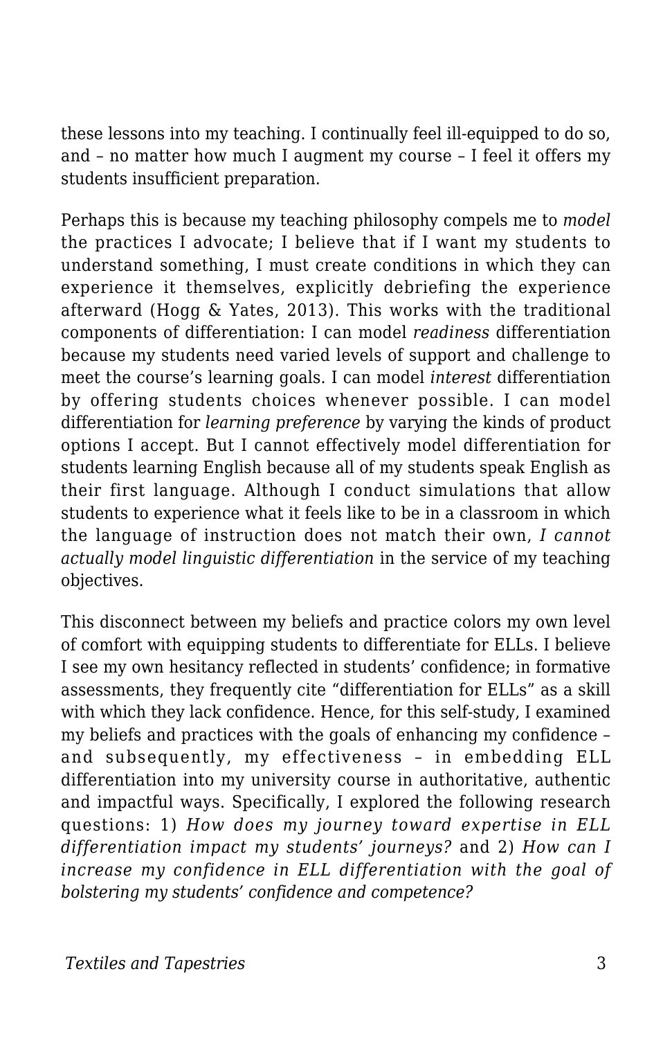these lessons into my teaching. I continually feel ill-equipped to do so, and – no matter how much I augment my course – I feel it offers my students insufficient preparation.

Perhaps this is because my teaching philosophy compels me to *model* the practices I advocate; I believe that if I want my students to understand something, I must create conditions in which they can experience it themselves, explicitly debriefing the experience afterward (Hogg & Yates, 2013). This works with the traditional components of differentiation: I can model *readiness* differentiation because my students need varied levels of support and challenge to meet the course's learning goals. I can model *interest* differentiation by offering students choices whenever possible. I can model differentiation for *learning preference* by varying the kinds of product options I accept. But I cannot effectively model differentiation for students learning English because all of my students speak English as their first language. Although I conduct simulations that allow students to experience what it feels like to be in a classroom in which the language of instruction does not match their own, *I cannot actually model linguistic differentiation* in the service of my teaching objectives.

This disconnect between my beliefs and practice colors my own level of comfort with equipping students to differentiate for ELLs. I believe I see my own hesitancy reflected in students' confidence; in formative assessments, they frequently cite "differentiation for ELLs" as a skill with which they lack confidence. Hence, for this self-study, I examined my beliefs and practices with the goals of enhancing my confidence – and subsequently, my effectiveness – in embedding ELL differentiation into my university course in authoritative, authentic and impactful ways. Specifically, I explored the following research questions: 1) *How does my journey toward expertise in ELL differentiation impact my students' journeys?* and 2) *How can I increase my confidence in ELL differentiation with the goal of bolstering my students' confidence and competence?*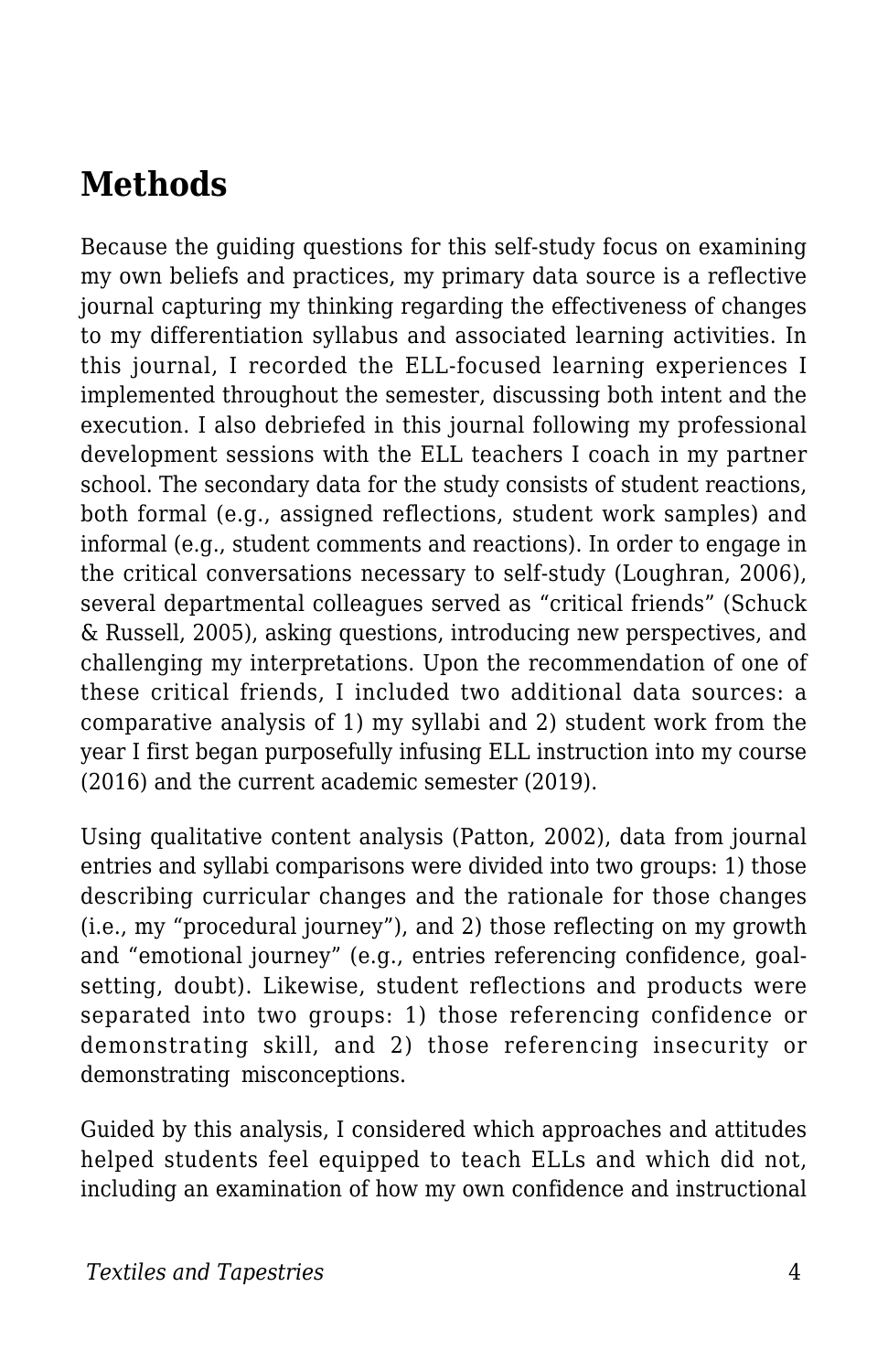## Methods

Because the guiding questions for this self-study focus on examining my own beliefs and practices, my primary data source is a reflective journal capturing my thinking regarding the effectiveness of changes to my differentiation syllabus and associated learning activities. In this journal, I recorded the ELL-focused learning experiences I implemented throughout the semester, discussing both intent and the execution. I also debriefed in this journal following my professional development sessions with the ELL teachers I coach in my partner school. The secondary data for the study consists of student reactions, both formal (e.g., assigned reflections, student work samples) and informal (e.g., student comments and reactions). In order to engage in the critical conversations necessary to self-study (Loughran, 2006), several departmental colleagues served as "critical friends" (Schuck & Russell, 2005), asking questions, introducing new perspectives, and challenging my interpretations. Upon the recommendation of one of these critical friends, I included two additional data sources: a comparative analysis of 1) my syllabi and 2) student work from the year I first began purposefully infusing ELL instruction into my course (2016) and the current academic semester (2019).

Using qualitative content analysis (Patton, 2002), data from journal entries and syllabi comparisons were divided into two groups: 1) those describing curricular changes and the rationale for those changes (i.e., my "procedural journey"), and 2) those reflecting on my growth and "emotional journey" (e.g., entries referencing confidence, goal-setting, doubt). Likewise, student reflections and products were separated into two groups: 1) those referencing confidence or demonstrating skill, and 2) those referencing insecurity or demonstrating misconceptions.

Guided by this analysis, I considered which approaches and attitudes helped students feel equipped to teach ELLs and which did not, including an examination of how my own confidence and instructional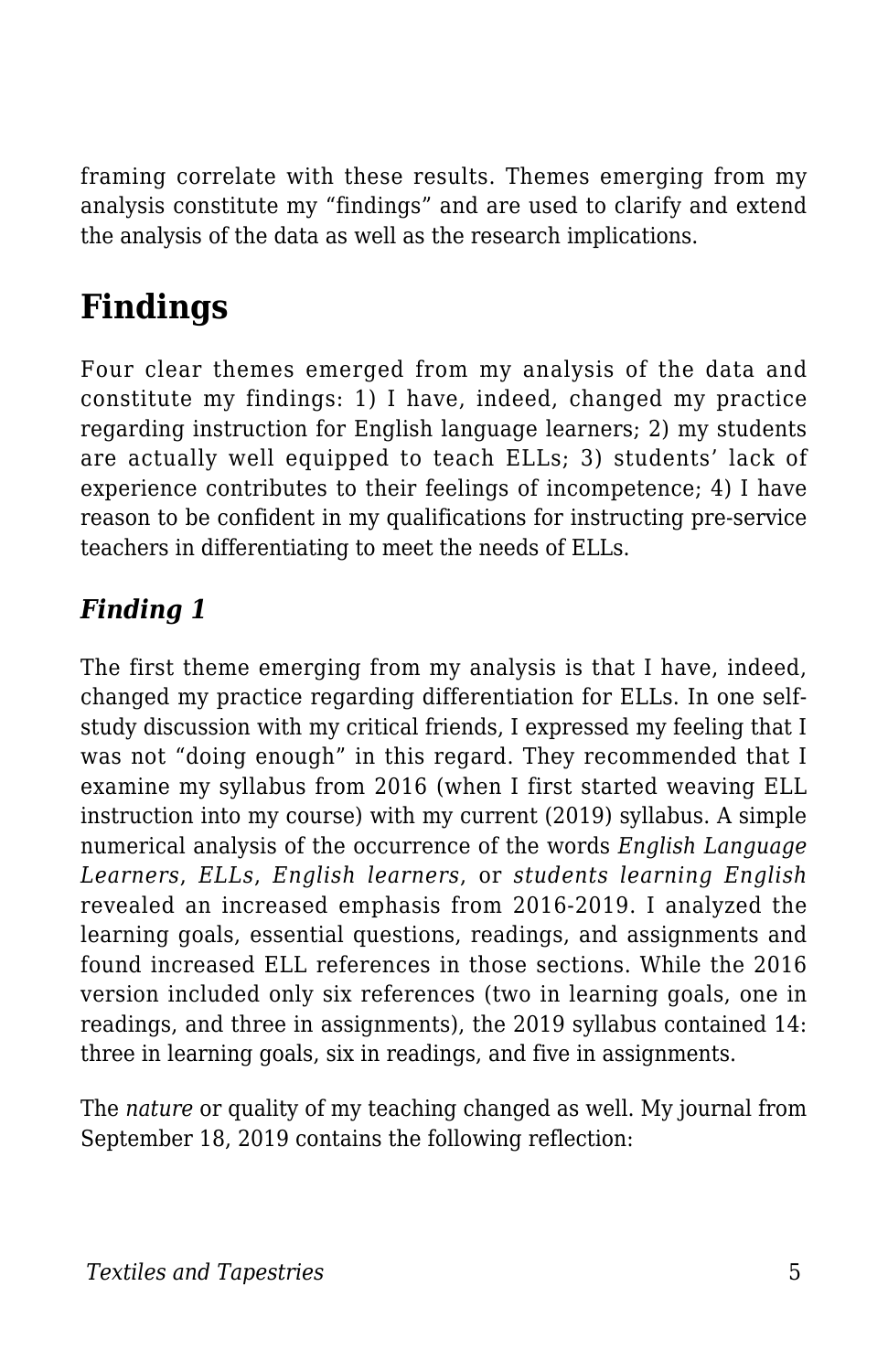framing correlate with these results. Themes emerging from my analysis constitute my "findings" and are used to clarify and extend the analysis of the data as well as the research implications.

## Findings

Four clear themes emerged from my analysis of the data and constitute my findings: 1) I have, indeed, changed my practice regarding instruction for English language learners; 2) my students are actually well equipped to teach ELLs; 3) students' lack of experience contributes to their feelings of incompetence; 4) I have reason to be confident in my qualifications for instructing pre-service teachers in differentiating to meet the needs of ELLs.

### *Finding 1*

The first theme emerging from my analysis is that I have, indeed, changed my practice regarding differentiation for ELLs. In one self-study discussion with my critical friends, I expressed my feeling that I was not "doing enough" in this regard. They recommended that I examine my syllabus from 2016 (when I first started weaving ELL instruction into my course) with my current (2019) syllabus. A simple numerical analysis of the occurrence of the words *English Language Learners*, *ELLs*, *English learners*, or *students learning English* revealed an increased emphasis from 2016-2019. I analyzed the learning goals, essential questions, readings, and assignments and found increased ELL references in those sections. While the 2016 version included only six references (two in learning goals, one in readings, and three in assignments), the 2019 syllabus contained 14: three in learning goals, six in readings, and five in assignments.

The *nature* or quality of my teaching changed as well. My journal from September 18, 2019 contains the following reflection: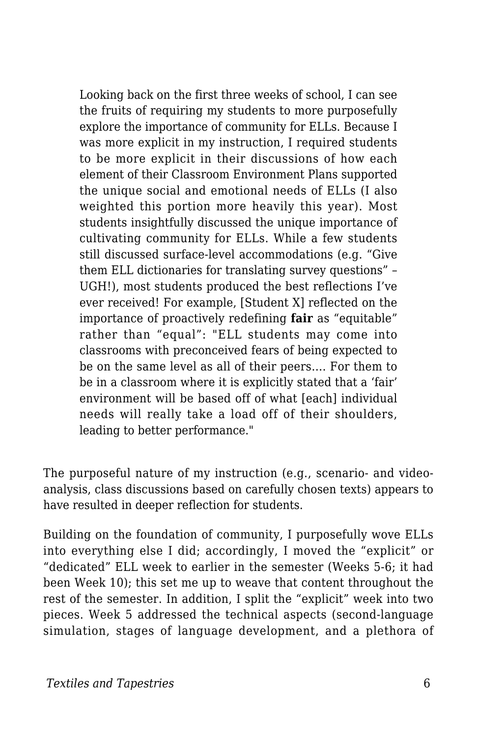> Looking back on the first three weeks of school, I can see the fruits of requiring my students to more purposefully explore the importance of community for ELLs. Because I was more explicit in my instruction, I required students to be more explicit in their discussions of how each element of their Classroom Environment Plans supported the unique social and emotional needs of ELLs (I also weighted this portion more heavily this year). Most students insightfully discussed the unique importance of cultivating community for ELLs. While a few students still discussed surface-level accommodations (e.g. "Give them ELL dictionaries for translating survey questions" – UGH!), most students produced the best reflections I've ever received! For example, [Student X] reflected on the importance of proactively redefining **fair** as "equitable" rather than "equal": "ELL students may come into classrooms with preconceived fears of being expected to be on the same level as all of their peers.... For them to be in a classroom where it is explicitly stated that a 'fair' environment will be based off of what [each] individual needs will really take a load off of their shoulders, leading to better performance."

The purposeful nature of my instruction (e.g., scenario- and video-analysis, class discussions based on carefully chosen texts) appears to have resulted in deeper reflection for students.

Building on the foundation of community, I purposefully wove ELLs into everything else I did; accordingly, I moved the "explicit" or "dedicated" ELL week to earlier in the semester (Weeks 5-6; it had been Week 10); this set me up to weave that content throughout the rest of the semester. In addition, I split the "explicit" week into two pieces. Week 5 addressed the technical aspects (second-language simulation, stages of language development, and a plethora of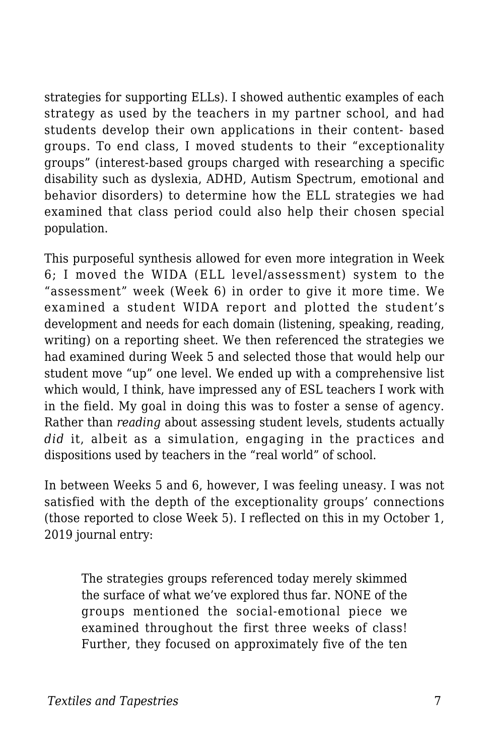strategies for supporting ELLs). I showed authentic examples of each strategy as used by the teachers in my partner school, and had students develop their own applications in their content- based groups. To end class, I moved students to their "exceptionality groups" (interest-based groups charged with researching a specific disability such as dyslexia, ADHD, Autism Spectrum, emotional and behavior disorders) to determine how the ELL strategies we had examined that class period could also help their chosen special population.

This purposeful synthesis allowed for even more integration in Week 6; I moved the WIDA (ELL level/assessment) system to the "assessment" week (Week 6) in order to give it more time. We examined a student WIDA report and plotted the student's development and needs for each domain (listening, speaking, reading, writing) on a reporting sheet. We then referenced the strategies we had examined during Week 5 and selected those that would help our student move "up" one level. We ended up with a comprehensive list which would, I think, have impressed any of ESL teachers I work with in the field. My goal in doing this was to foster a sense of agency. Rather than *reading* about assessing student levels, students actually *did* it, albeit as a simulation, engaging in the practices and dispositions used by teachers in the "real world" of school.

In between Weeks 5 and 6, however, I was feeling uneasy. I was not satisfied with the depth of the exceptionality groups' connections (those reported to close Week 5). I reflected on this in my October 1, 2019 journal entry:

> The strategies groups referenced today merely skimmed the surface of what we've explored thus far. NONE of the groups mentioned the social-emotional piece we examined throughout the first three weeks of class! Further, they focused on approximately five of the ten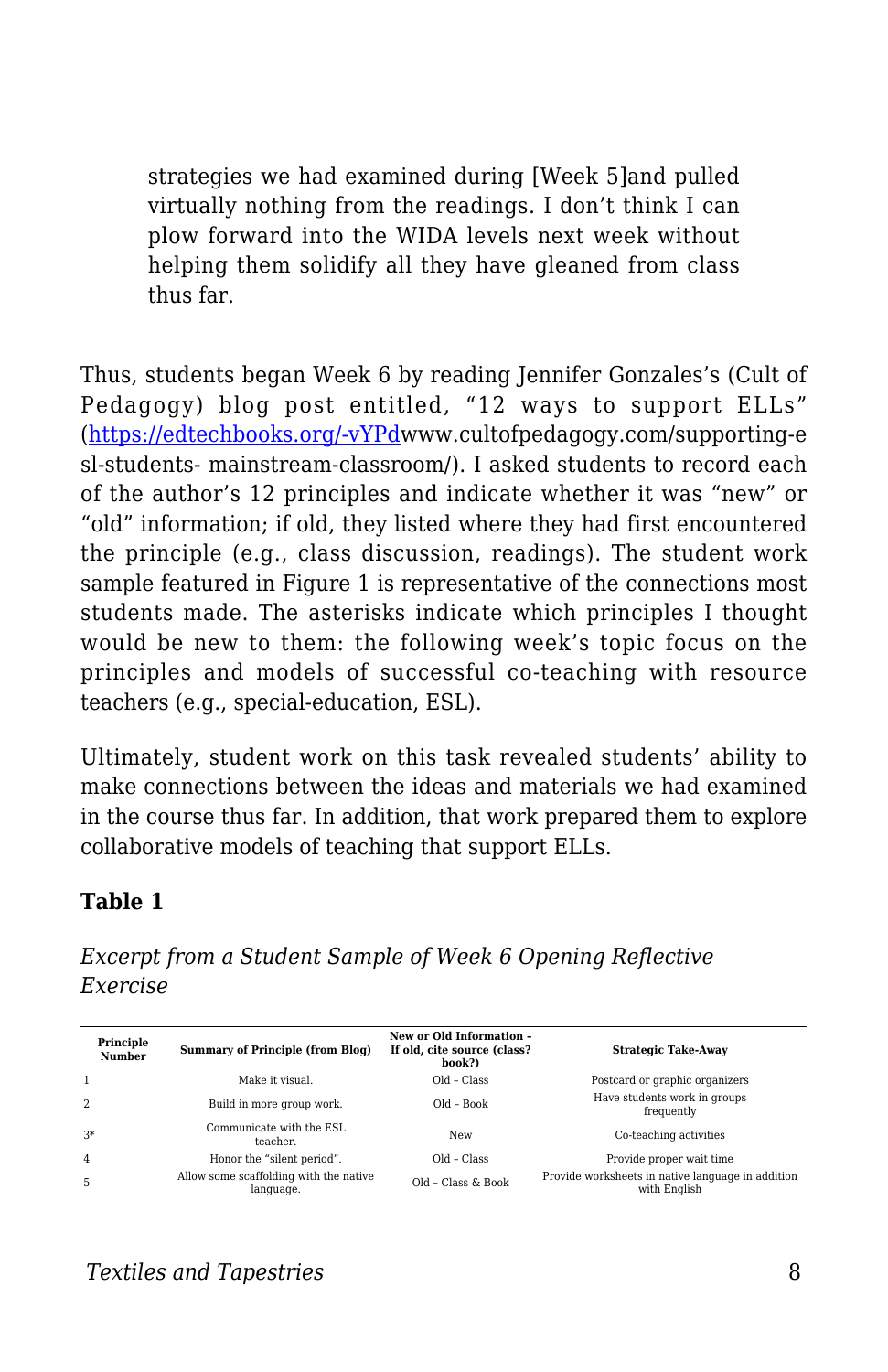> strategies we had examined during [Week 5]and pulled virtually nothing from the readings. I don't think I can plow forward into the WIDA levels next week without helping them solidify all they have gleaned from class thus far.

Thus, students began Week 6 by reading Jennifer Gonzales's (Cult of Pedagogy) blog post entitled, "12 ways to support ELLs" ([https://edtechbooks.org/-vYPd](https://edtechbooks.org/-vYPd)www.cultofpedagogy.com/supporting-esl-students- mainstream-classroom/). I asked students to record each of the author's 12 principles and indicate whether it was "new" or "old" information; if old, they listed where they had first encountered the principle (e.g., class discussion, readings). The student work sample featured in Figure 1 is representative of the connections most students made. The asterisks indicate which principles I thought would be new to them: the following week's topic focus on the principles and models of successful co-teaching with resource teachers (e.g., special-education, ESL).

Ultimately, student work on this task revealed students' ability to make connections between the ideas and materials we had examined in the course thus far. In addition, that work prepared them to explore collaborative models of teaching that support ELLs.

**Table 1**

*Excerpt from a Student Sample of Week 6 Opening Reflective Exercise*

| Principle Number | Summary of Principle (from Blog) | New or Old Information - If old, cite source (class? book?) | Strategic Take-Away |
|---|---|---|---|
| 1 | Make it visual. | Old – Class | Postcard or graphic organizers |
| 2 | Build in more group work. | Old – Book | Have students work in groups frequently |
| 3* | Communicate with the ESL teacher. | New | Co-teaching activities |
| 4 | Honor the "silent period". | Old – Class | Provide proper wait time |
| 5 | Allow some scaffolding with the native language. | Old – Class & Book | Provide worksheets in native language in addition with English |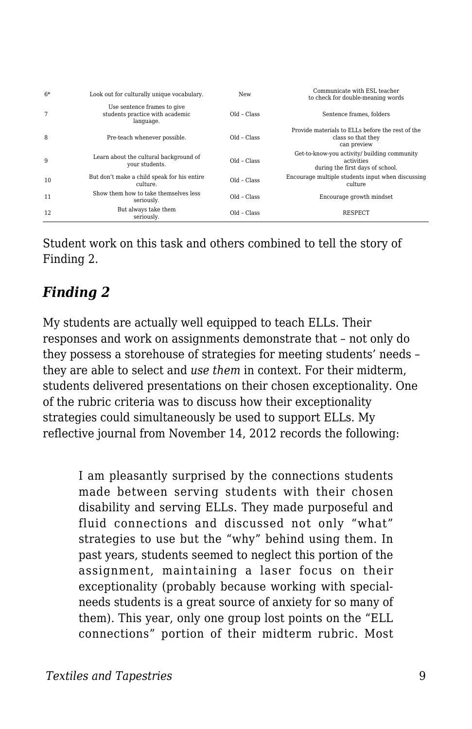| | | | |
|---|---|---|---|
| 6* | Look out for culturally unique vocabulary. | New | Communicate with ESL teacher to check for double-meaning words |
| 7 | Use sentence frames to give students practice with academic language. | Old – Class | Sentence frames, folders |
| 8 | Pre-teach whenever possible. | Old – Class | Provide materials to ELLs before the rest of the class so that they can preview |
| 9 | Learn about the cultural background of your students. | Old – Class | Get-to-know-you activity/ building community activities during the first days of school. |
| 10 | But don't make a child speak for his entire culture. | Old – Class | Encourage multiple students input when discussing culture |
| 11 | Show them how to take themselves less seriously. | Old – Class | Encourage growth mindset |
| 12 | But always take them seriously. | Old – Class | RESPECT |

Student work on this task and others combined to tell the story of Finding 2.

### *Finding 2*

My students are actually well equipped to teach ELLs. Their responses and work on assignments demonstrate that – not only do they possess a storehouse of strategies for meeting students' needs – they are able to select and *use them* in context. For their midterm, students delivered presentations on their chosen exceptionality. One of the rubric criteria was to discuss how their exceptionality strategies could simultaneously be used to support ELLs. My reflective journal from November 14, 2012 records the following:

> I am pleasantly surprised by the connections students made between serving students with their chosen disability and serving ELLs. They made purposeful and fluid connections and discussed not only "what" strategies to use but the "why" behind using them. In past years, students seemed to neglect this portion of the assignment, maintaining a laser focus on their exceptionality (probably because working with special-needs students is a great source of anxiety for so many of them). This year, only one group lost points on the "ELL connections" portion of their midterm rubric. Most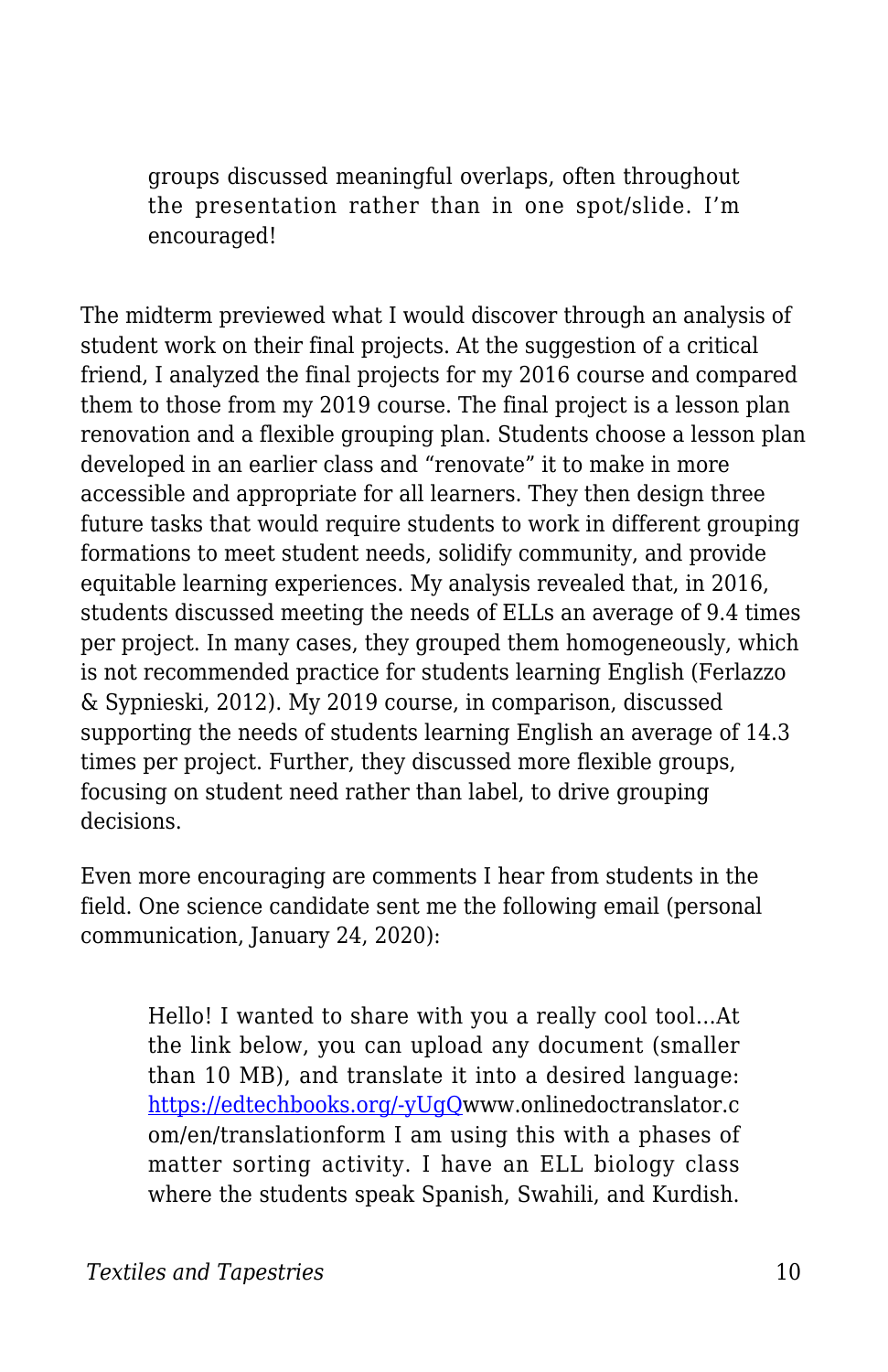> groups discussed meaningful overlaps, often throughout the presentation rather than in one spot/slide. I'm encouraged!

The midterm previewed what I would discover through an analysis of student work on their final projects. At the suggestion of a critical friend, I analyzed the final projects for my 2016 course and compared them to those from my 2019 course. The final project is a lesson plan renovation and a flexible grouping plan. Students choose a lesson plan developed in an earlier class and "renovate" it to make in more accessible and appropriate for all learners. They then design three future tasks that would require students to work in different grouping formations to meet student needs, solidify community, and provide equitable learning experiences. My analysis revealed that, in 2016, students discussed meeting the needs of ELLs an average of 9.4 times per project. In many cases, they grouped them homogeneously, which is not recommended practice for students learning English (Ferlazzo & Sypnieski, 2012). My 2019 course, in comparison, discussed supporting the needs of students learning English an average of 14.3 times per project. Further, they discussed more flexible groups, focusing on student need rather than label, to drive grouping decisions.

Even more encouraging are comments I hear from students in the field. One science candidate sent me the following email (personal communication, January 24, 2020):

> Hello! I wanted to share with you a really cool tool...At the link below, you can upload any document (smaller than 10 MB), and translate it into a desired language: [https://edtechbooks.org/-yUgQ](https://edtechbooks.org/-yUgQ)www.onlinedoctranslator.com/en/translationform I am using this with a phases of matter sorting activity. I have an ELL biology class where the students speak Spanish, Swahili, and Kurdish.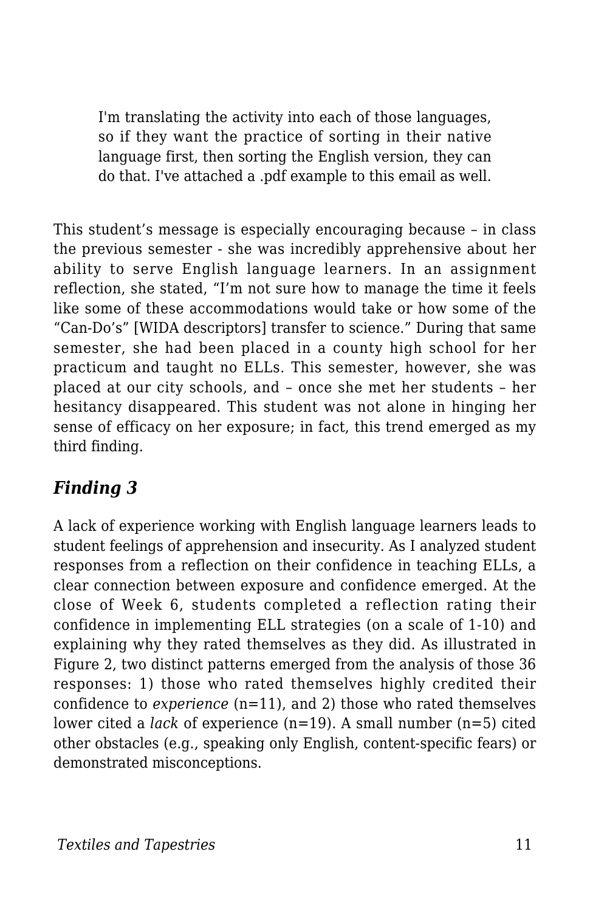> I'm translating the activity into each of those languages, so if they want the practice of sorting in their native language first, then sorting the English version, they can do that. I've attached a .pdf example to this email as well.

This student's message is especially encouraging because – in class the previous semester - she was incredibly apprehensive about her ability to serve English language learners. In an assignment reflection, she stated, "I'm not sure how to manage the time it feels like some of these accommodations would take or how some of the "Can-Do's" [WIDA descriptors] transfer to science." During that same semester, she had been placed in a county high school for her practicum and taught no ELLs. This semester, however, she was placed at our city schools, and – once she met her students – her hesitancy disappeared. This student was not alone in hinging her sense of efficacy on her exposure; in fact, this trend emerged as my third finding.

### *Finding 3*

A lack of experience working with English language learners leads to student feelings of apprehension and insecurity. As I analyzed student responses from a reflection on their confidence in teaching ELLs, a clear connection between exposure and confidence emerged. At the close of Week 6, students completed a reflection rating their confidence in implementing ELL strategies (on a scale of 1-10) and explaining why they rated themselves as they did. As illustrated in Figure 2, two distinct patterns emerged from the analysis of those 36 responses: 1) those who rated themselves highly credited their confidence to *experience* (n=11), and 2) those who rated themselves lower cited a *lack* of experience (n=19). A small number (n=5) cited other obstacles (e.g., speaking only English, content-specific fears) or demonstrated misconceptions.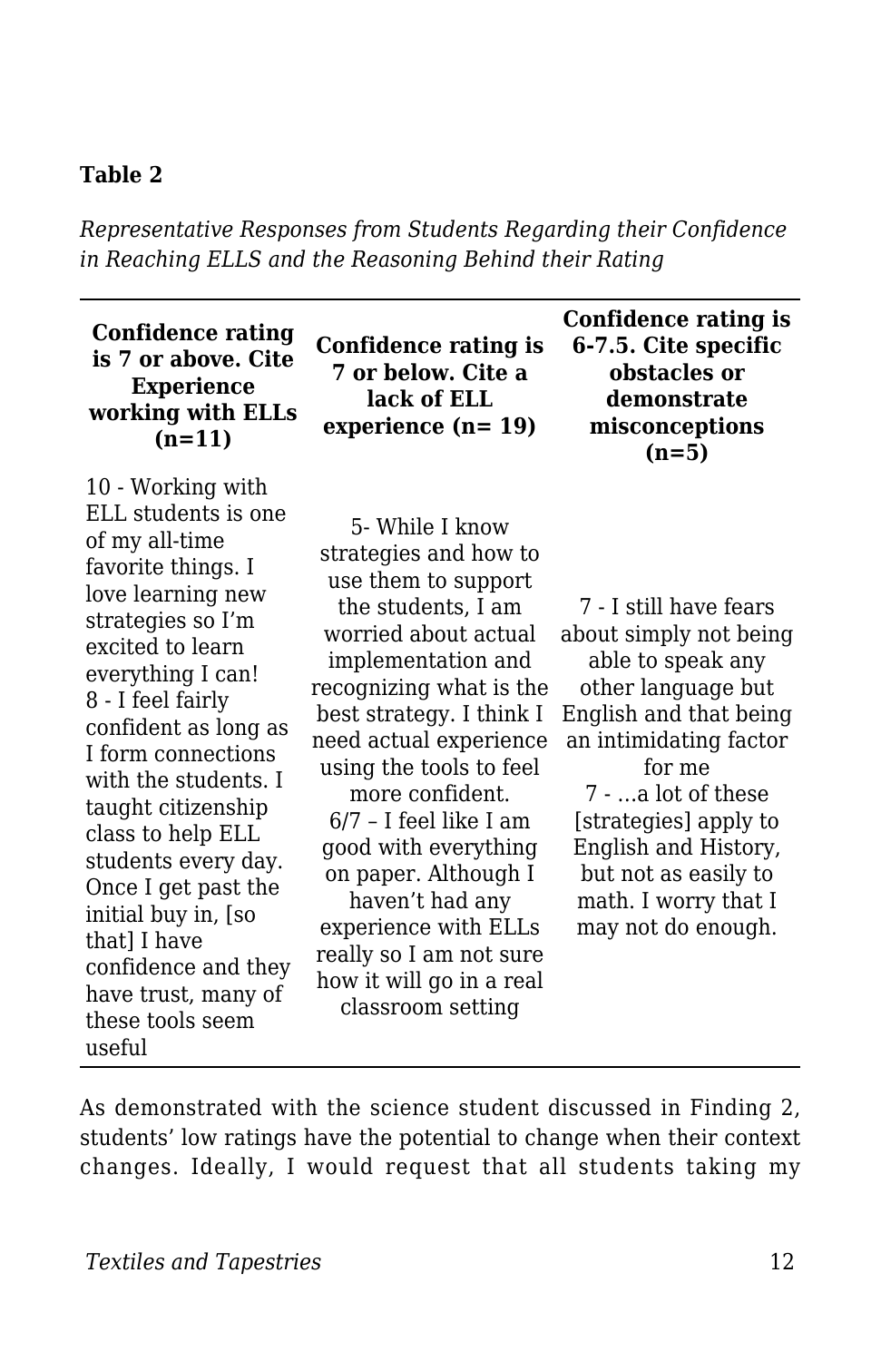**Table 2**

*Representative Responses from Students Regarding their Confidence in Reaching ELLS and the Reasoning Behind their Rating*

| Confidence rating is 7 or above. Cite Experience working with ELLs (n=11) | Confidence rating is 7 or below. Cite a lack of ELL experience (n= 19) | Confidence rating is 6-7.5. Cite specific obstacles or demonstrate misconceptions (n=5) |
|---|---|---|
| 10 - Working with ELL students is one of my all-time favorite things. I love learning new strategies so I'm excited to learn everything I can! 8 - I feel fairly confident as long as I form connections with the students. I taught citizenship class to help ELL students every day. Once I get past the initial buy in, [so that] I have confidence and they have trust, many of these tools seem useful | 5- While I know strategies and how to use them to support the students, I am worried about actual implementation and recognizing what is the best strategy. I think I need actual experience using the tools to feel more confident. 6/7 – I feel like I am good with everything on paper. Although I haven't had any experience with ELLs really so I am not sure how it will go in a real classroom setting | 7 - I still have fears about simply not being able to speak any other language but English and that being an intimidating factor for me 7 - …a lot of these [strategies] apply to English and History, but not as easily to math. I worry that I may not do enough. |

As demonstrated with the science student discussed in Finding 2, students' low ratings have the potential to change when their context changes. Ideally, I would request that all students taking my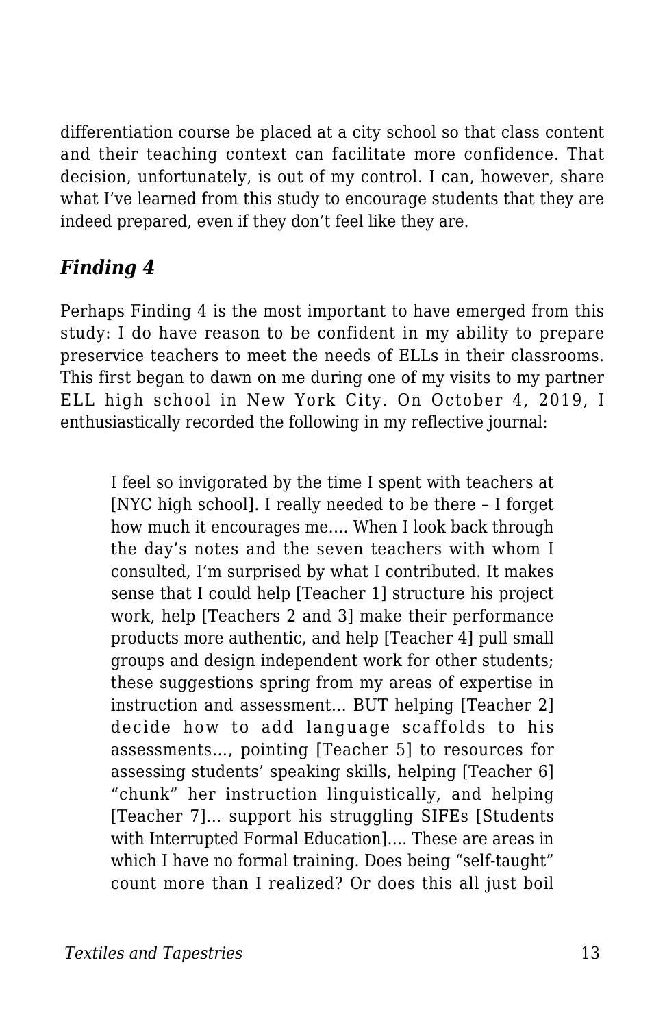differentiation course be placed at a city school so that class content and their teaching context can facilitate more confidence. That decision, unfortunately, is out of my control. I can, however, share what I've learned from this study to encourage students that they are indeed prepared, even if they don't feel like they are.

### *Finding 4*

Perhaps Finding 4 is the most important to have emerged from this study: I do have reason to be confident in my ability to prepare preservice teachers to meet the needs of ELLs in their classrooms. This first began to dawn on me during one of my visits to my partner ELL high school in New York City. On October 4, 2019, I enthusiastically recorded the following in my reflective journal:

> I feel so invigorated by the time I spent with teachers at [NYC high school]. I really needed to be there – I forget how much it encourages me…. When I look back through the day's notes and the seven teachers with whom I consulted, I'm surprised by what I contributed. It makes sense that I could help [Teacher 1] structure his project work, help [Teachers 2 and 3] make their performance products more authentic, and help [Teacher 4] pull small groups and design independent work for other students; these suggestions spring from my areas of expertise in instruction and assessment… BUT helping [Teacher 2] decide how to add language scaffolds to his assessments…, pointing [Teacher 5] to resources for assessing students' speaking skills, helping [Teacher 6] "chunk" her instruction linguistically, and helping [Teacher 7]… support his struggling SIFEs [Students with Interrupted Formal Education]…. These are areas in which I have no formal training. Does being "self-taught" count more than I realized? Or does this all just boil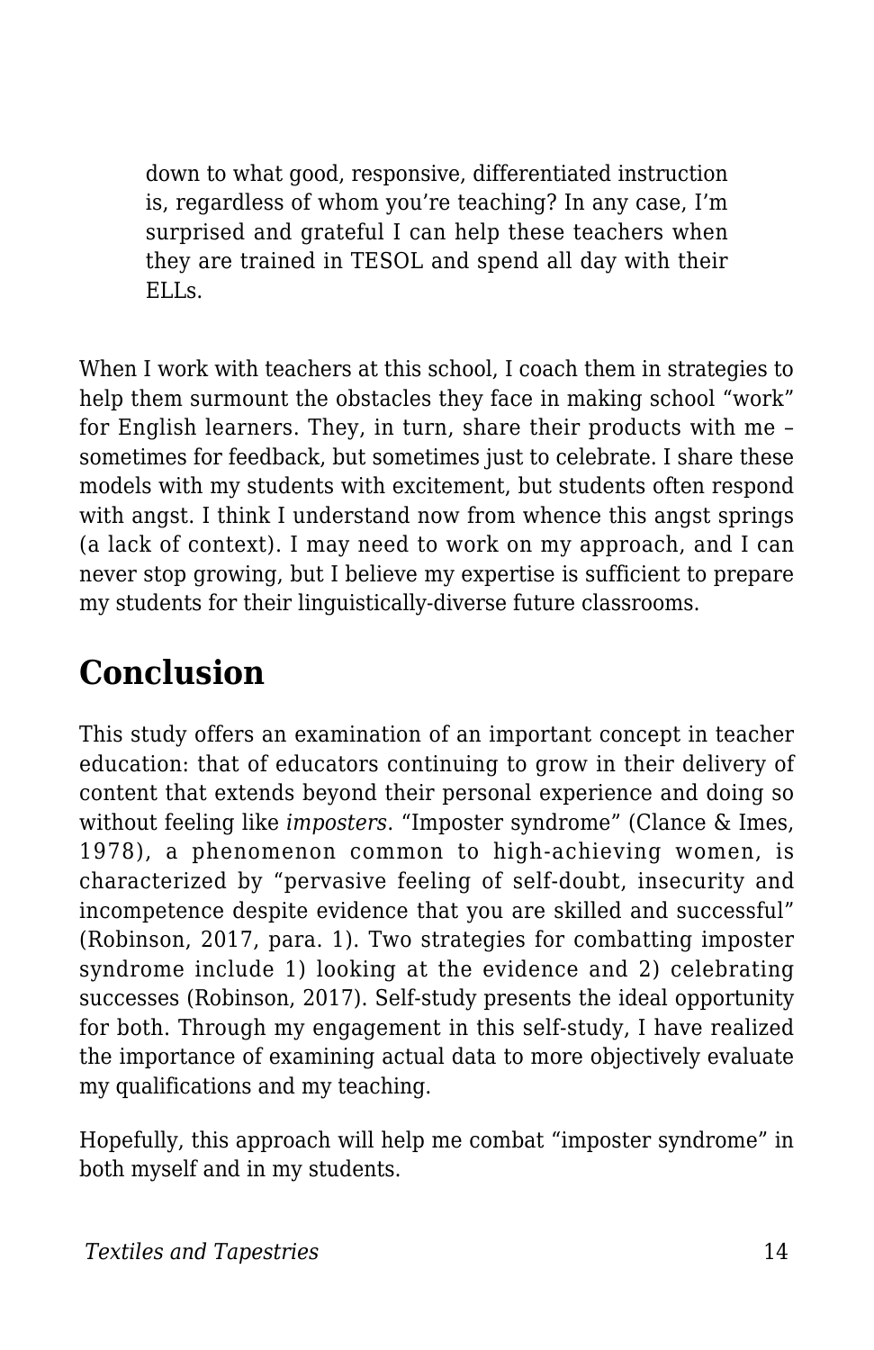> down to what good, responsive, differentiated instruction is, regardless of whom you're teaching? In any case, I'm surprised and grateful I can help these teachers when they are trained in TESOL and spend all day with their ELLs.

When I work with teachers at this school, I coach them in strategies to help them surmount the obstacles they face in making school "work" for English learners. They, in turn, share their products with me – sometimes for feedback, but sometimes just to celebrate. I share these models with my students with excitement, but students often respond with angst. I think I understand now from whence this angst springs (a lack of context). I may need to work on my approach, and I can never stop growing, but I believe my expertise is sufficient to prepare my students for their linguistically-diverse future classrooms.

## Conclusion

This study offers an examination of an important concept in teacher education: that of educators continuing to grow in their delivery of content that extends beyond their personal experience and doing so without feeling like *imposters*. "Imposter syndrome" (Clance & Imes, 1978), a phenomenon common to high-achieving women, is characterized by "pervasive feeling of self-doubt, insecurity and incompetence despite evidence that you are skilled and successful" (Robinson, 2017, para. 1). Two strategies for combatting imposter syndrome include 1) looking at the evidence and 2) celebrating successes (Robinson, 2017). Self-study presents the ideal opportunity for both. Through my engagement in this self-study, I have realized the importance of examining actual data to more objectively evaluate my qualifications and my teaching.

Hopefully, this approach will help me combat "imposter syndrome" in both myself and in my students.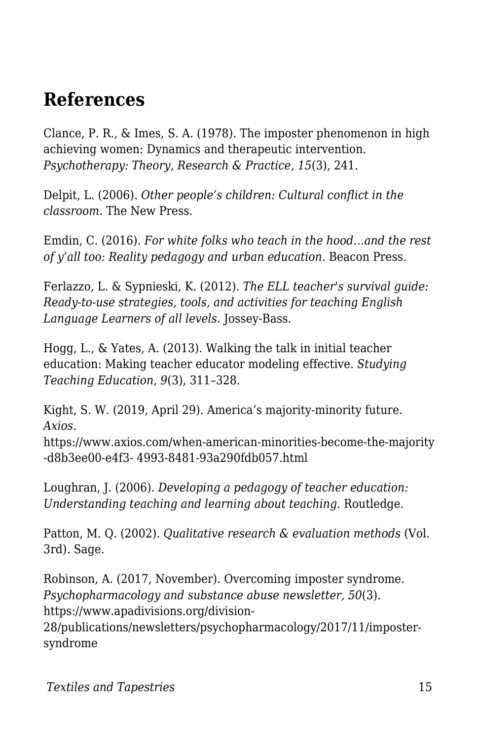## References

Clance, P. R., & Imes, S. A. (1978). The imposter phenomenon in high achieving women: Dynamics and therapeutic intervention. *Psychotherapy: Theory, Research & Practice, 15*(3), 241.

Delpit, L. (2006). *Other people's children: Cultural conflict in the classroom*. The New Press.

Emdin, C. (2016). *For white folks who teach in the hood…and the rest of y'all too: Reality pedagogy and urban education*. Beacon Press.

Ferlazzo, L. & Sypnieski, K. (2012). *The ELL teacher's survival guide: Ready-to-use strategies, tools, and activities for teaching English Language Learners of all levels*. Jossey-Bass.

Hogg, L., & Yates, A. (2013). Walking the talk in initial teacher education: Making teacher educator modeling effective. *Studying Teaching Education, 9*(3), 311–328.

Kight, S. W. (2019, April 29). America's majority-minority future. *Axios*. https://www.axios.com/when-american-minorities-become-the-majority-d8b3ee00-e4f3- 4993-8481-93a290fdb057.html

Loughran, J. (2006). *Developing a pedagogy of teacher education: Understanding teaching and learning about teaching*. Routledge.

Patton, M. Q. (2002). *Qualitative research & evaluation methods* (Vol. 3rd). Sage.

Robinson, A. (2017, November). Overcoming imposter syndrome. *Psychopharmacology and substance abuse newsletter, 50*(3). https://www.apadivisions.org/division-28/publications/newsletters/psychopharmacology/2017/11/imposter-syndrome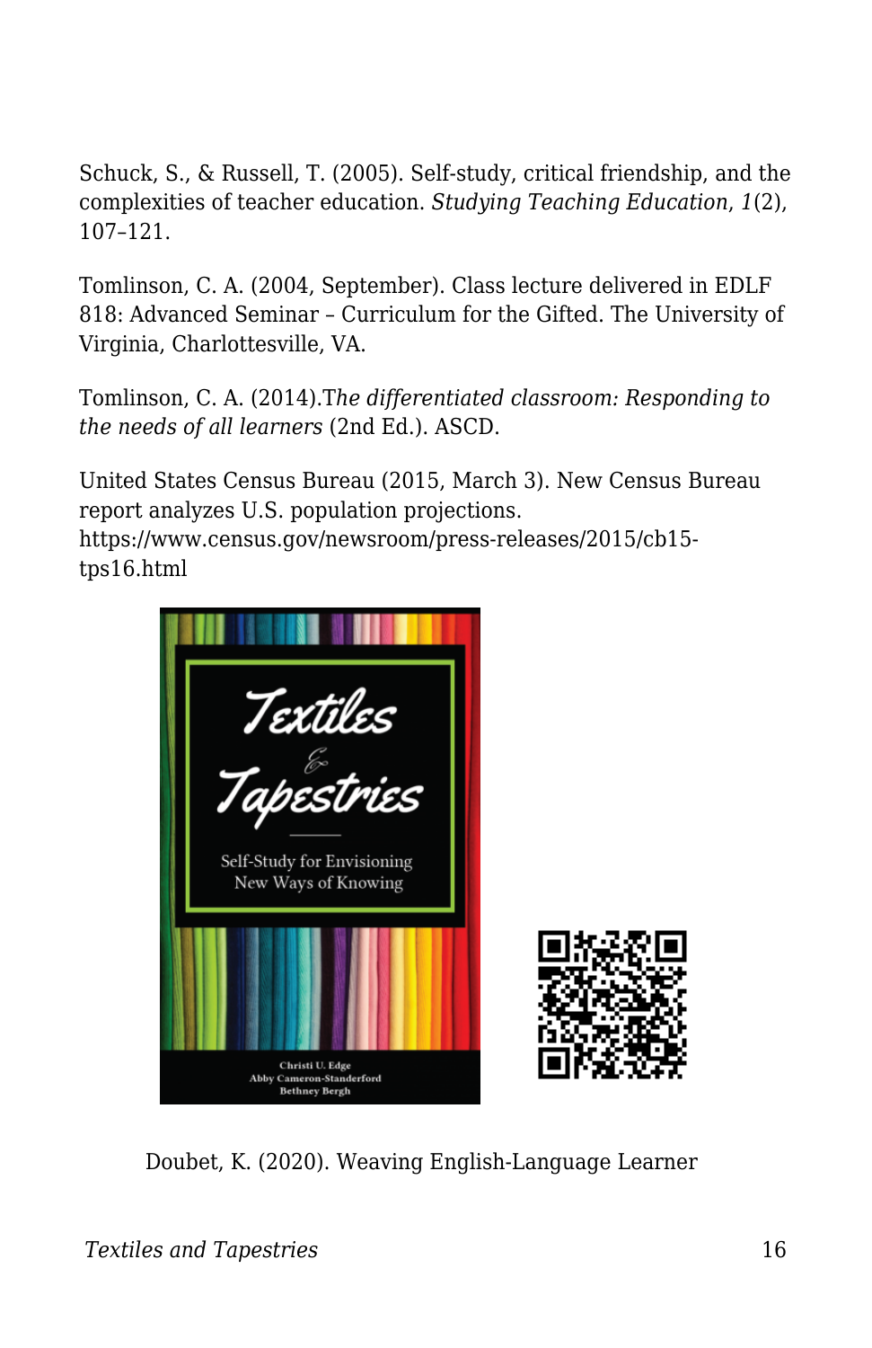Schuck, S., & Russell, T. (2005). Self-study, critical friendship, and the complexities of teacher education. *Studying Teaching Education*, *1*(2), 107–121.

Tomlinson, C. A. (2004, September). Class lecture delivered in EDLF 818: Advanced Seminar – Curriculum for the Gifted. The University of Virginia, Charlottesville, VA.

Tomlinson, C. A. (2014).*The differentiated classroom: Responding to the needs of all learners* (2nd Ed.). ASCD.

United States Census Bureau (2015, March 3). New Census Bureau report analyzes U.S. population projections. https://www.census.gov/newsroom/press-releases/2015/cb15-tps16.html

Doubet, K. (2020). Weaving English-Language Learner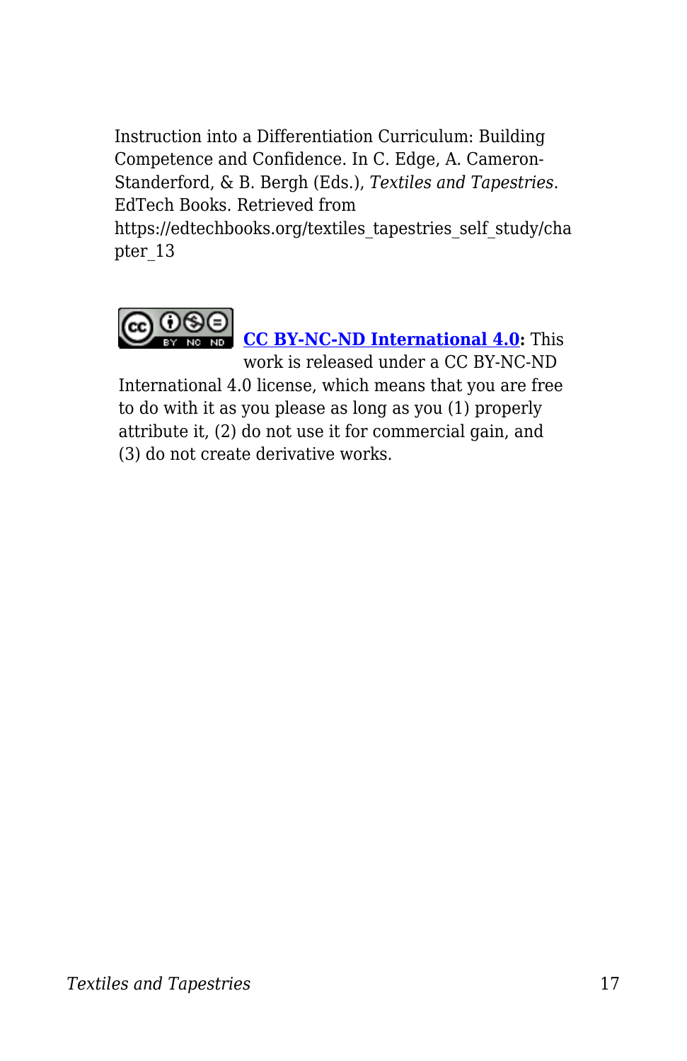Instruction into a Differentiation Curriculum: Building Competence and Confidence. In C. Edge, A. Cameron-Standerford, & B. Bergh (Eds.), *Textiles and Tapestries*. EdTech Books. Retrieved from https://edtechbooks.org/textiles_tapestries_self_study/chapter_13

**CC BY-NC-ND International 4.0:** This work is released under a CC BY-NC-ND International 4.0 license, which means that you are free to do with it as you please as long as you (1) properly attribute it, (2) do not use it for commercial gain, and (3) do not create derivative works.